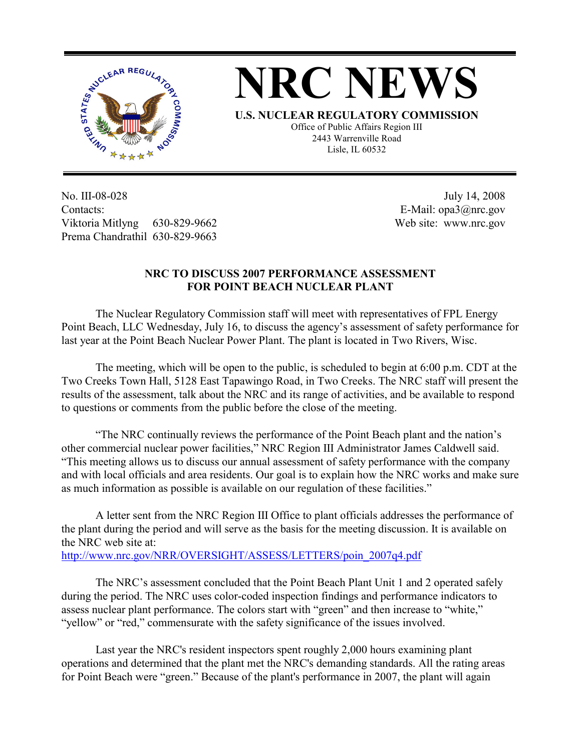# NRC NEWS

**U.S. NUCLEAR REGULATORY COMMISSION**

Office of Public Affairs Region III
2443 Warrenville Road
Lisle, IL 60532

No. III-08-028
Contacts:
Viktoria Mitlyng 630-829-9662
Prema Chandrathil 630-829-9663

July 14, 2008
E-Mail: opa3@nrc.gov
Web site: www.nrc.gov

## NRC TO DISCUSS 2007 PERFORMANCE ASSESSMENT FOR POINT BEACH NUCLEAR PLANT

The Nuclear Regulatory Commission staff will meet with representatives of FPL Energy Point Beach, LLC Wednesday, July 16, to discuss the agency's assessment of safety performance for last year at the Point Beach Nuclear Power Plant. The plant is located in Two Rivers, Wisc.

The meeting, which will be open to the public, is scheduled to begin at 6:00 p.m. CDT at the Two Creeks Town Hall, 5128 East Tapawingo Road, in Two Creeks. The NRC staff will present the results of the assessment, talk about the NRC and its range of activities, and be available to respond to questions or comments from the public before the close of the meeting.

"The NRC continually reviews the performance of the Point Beach plant and the nation's other commercial nuclear power facilities," NRC Region III Administrator James Caldwell said. "This meeting allows us to discuss our annual assessment of safety performance with the company and with local officials and area residents. Our goal is to explain how the NRC works and make sure as much information as possible is available on our regulation of these facilities."

A letter sent from the NRC Region III Office to plant officials addresses the performance of the plant during the period and will serve as the basis for the meeting discussion. It is available on the NRC web site at:
http://www.nrc.gov/NRR/OVERSIGHT/ASSESS/LETTERS/poin_2007q4.pdf

The NRC's assessment concluded that the Point Beach Plant Unit 1 and 2 operated safely during the period. The NRC uses color-coded inspection findings and performance indicators to assess nuclear plant performance. The colors start with "green" and then increase to "white," "yellow" or "red," commensurate with the safety significance of the issues involved.

Last year the NRC's resident inspectors spent roughly 2,000 hours examining plant operations and determined that the plant met the NRC's demanding standards. All the rating areas for Point Beach were "green." Because of the plant's performance in 2007, the plant will again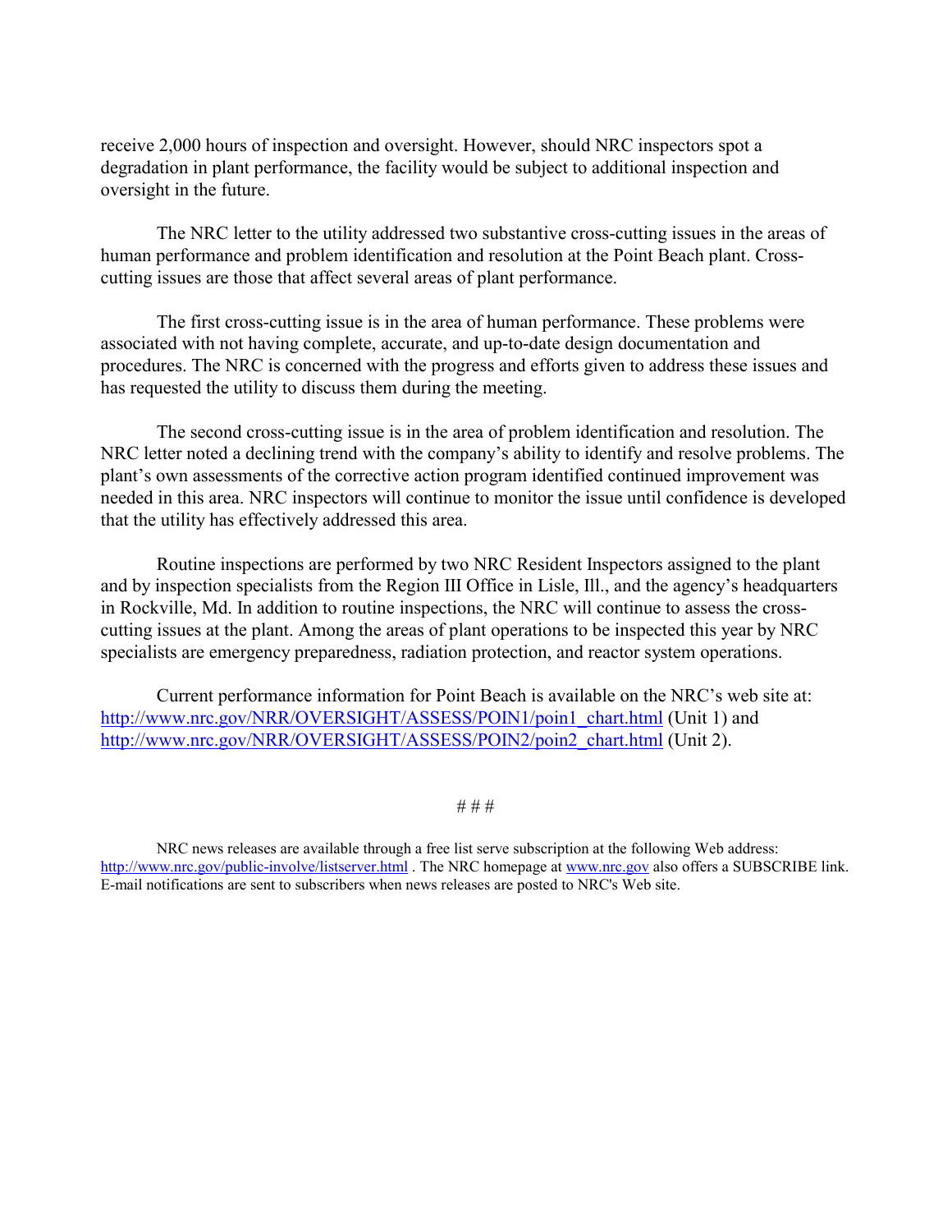receive 2,000 hours of inspection and oversight. However, should NRC inspectors spot a degradation in plant performance, the facility would be subject to additional inspection and oversight in the future.

The NRC letter to the utility addressed two substantive cross-cutting issues in the areas of human performance and problem identification and resolution at the Point Beach plant. Cross-cutting issues are those that affect several areas of plant performance.

The first cross-cutting issue is in the area of human performance. These problems were associated with not having complete, accurate, and up-to-date design documentation and procedures. The NRC is concerned with the progress and efforts given to address these issues and has requested the utility to discuss them during the meeting.

The second cross-cutting issue is in the area of problem identification and resolution. The NRC letter noted a declining trend with the company's ability to identify and resolve problems. The plant's own assessments of the corrective action program identified continued improvement was needed in this area. NRC inspectors will continue to monitor the issue until confidence is developed that the utility has effectively addressed this area.

Routine inspections are performed by two NRC Resident Inspectors assigned to the plant and by inspection specialists from the Region III Office in Lisle, Ill., and the agency's headquarters in Rockville, Md. In addition to routine inspections, the NRC will continue to assess the cross-cutting issues at the plant. Among the areas of plant operations to be inspected this year by NRC specialists are emergency preparedness, radiation protection, and reactor system operations.

Current performance information for Point Beach is available on the NRC's web site at: [http://www.nrc.gov/NRR/OVERSIGHT/ASSESS/POIN1/poin1_chart.html](http://www.nrc.gov/NRR/OVERSIGHT/ASSESS/POIN1/poin1_chart.html) (Unit 1) and [http://www.nrc.gov/NRR/OVERSIGHT/ASSESS/POIN2/poin2_chart.html](http://www.nrc.gov/NRR/OVERSIGHT/ASSESS/POIN2/poin2_chart.html) (Unit 2).

# # #

NRC news releases are available through a free list serve subscription at the following Web address: [http://www.nrc.gov/public-involve/listserver.html](http://www.nrc.gov/public-involve/listserver.html) . The NRC homepage at [www.nrc.gov](http://www.nrc.gov) also offers a SUBSCRIBE link. E-mail notifications are sent to subscribers when news releases are posted to NRC's Web site.